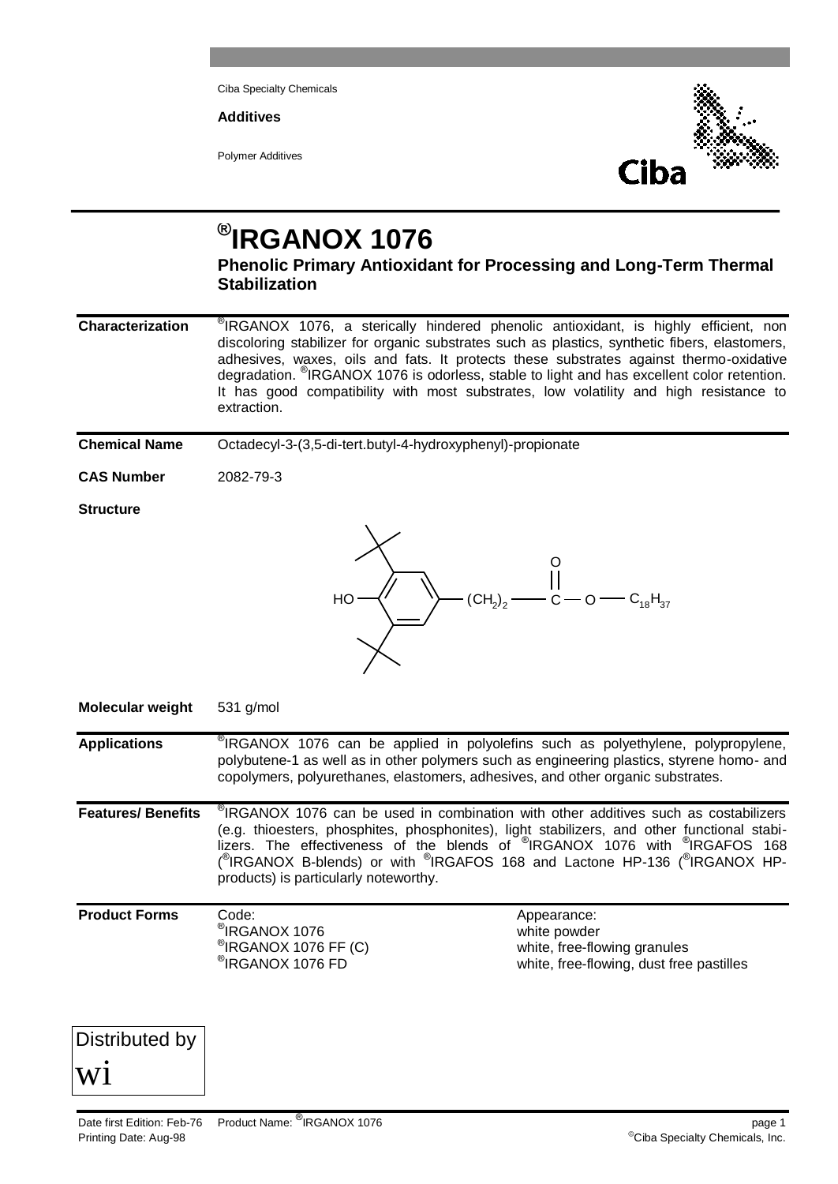Ciba Specialty Chemicals

**Additives**

Polymer Additives

# ®IRGANOX 1076

## Phenolic Primary Antioxidant for Processing and Long-Term Thermal Stabilization

**Characterization**

®IRGANOX 1076, a sterically hindered phenolic antioxidant, is highly efficient, non discoloring stabilizer for organic substrates such as plastics, synthetic fibers, elastomers, adhesives, waxes, oils and fats. It protects these substrates against thermo-oxidative degradation. ®IRGANOX 1076 is odorless, stable to light and has excellent color retention. It has good compatibility with most substrates, low volatility and high resistance to extraction.

**Chemical Name**

Octadecyl-3-(3,5-di-tert.butyl-4-hydroxyphenyl)-propionate

**CAS Number**

2082-79-3

**Structure**

HO — (3,5-di-tert-butylphenyl) — $(CH_2)_2$ — C(=O) — O — $C_{18}H_{37}$

**Molecular weight**

531 g/mol

**Applications**

®IRGANOX 1076 can be applied in polyolefins such as polyethylene, polypropylene, polybutene-1 as well as in other polymers such as engineering plastics, styrene homo- and copolymers, polyurethanes, elastomers, adhesives, and other organic substrates.

**Features/ Benefits**

®IRGANOX 1076 can be used in combination with other additives such as costabilizers (e.g. thioesters, phosphites, phosphonites), light stabilizers, and other functional stabilizers. The effectiveness of the blends of ®IRGANOX 1076 with ®IRGAFOS 168 (®IRGANOX B-blends) or with ®IRGAFOS 168 and Lactone HP-136 (®IRGANOX HP-products) is particularly noteworthy.

**Product Forms**

| Code: | Appearance: |
|---|---|
| ®IRGANOX 1076 | white powder |
| ®IRGANOX 1076 FF (C) | white, free-flowing granules |
| ®IRGANOX 1076 FD | white, free-flowing, dust free pastilles |

Distributed by

wi

Date first Edition: Feb-76 Product Name: ®IRGANOX 1076

Printing Date: Aug-98 ©Ciba Specialty Chemicals, Inc.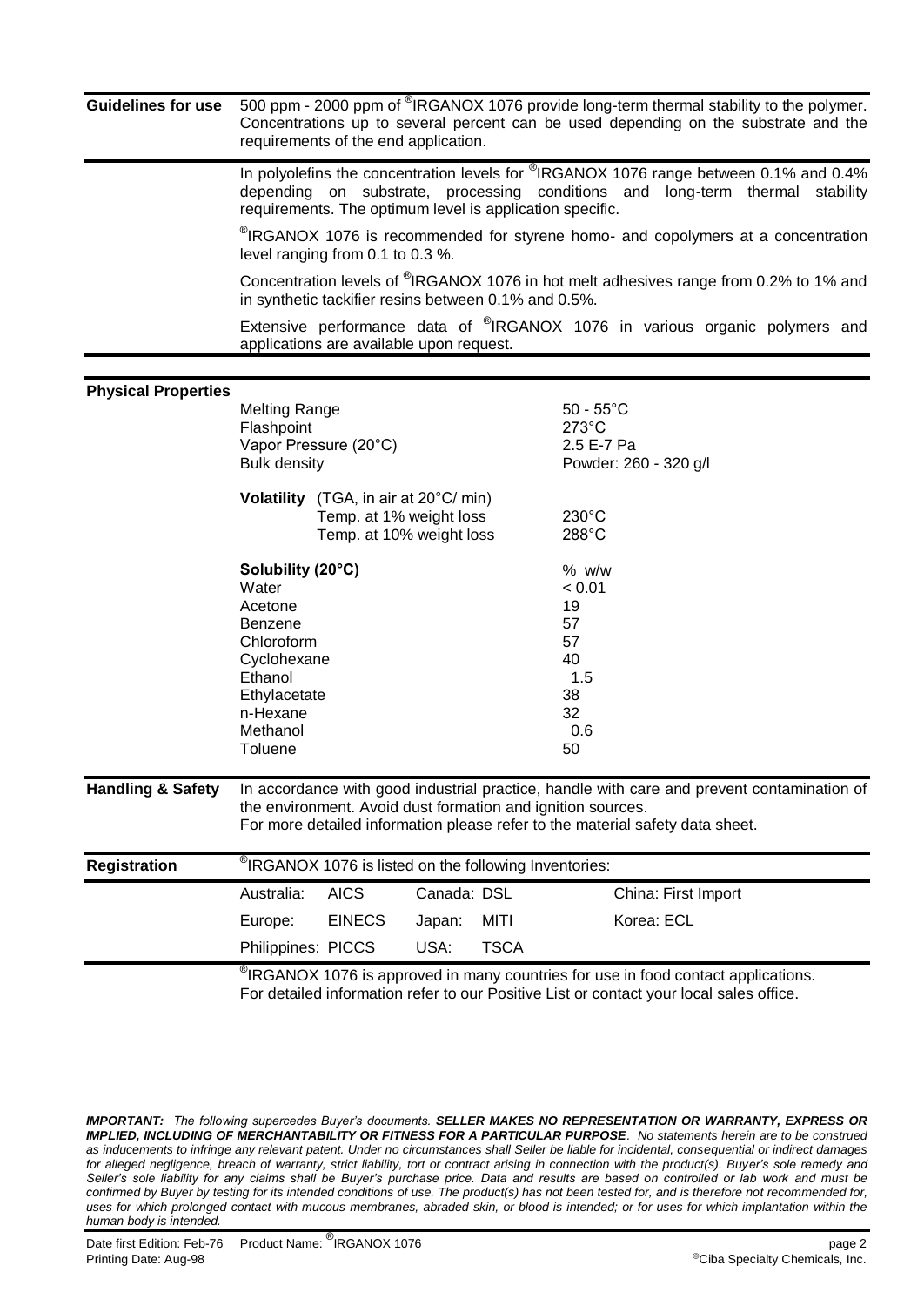## Guidelines for use

500 ppm - 2000 ppm of ®IRGANOX 1076 provide long-term thermal stability to the polymer. Concentrations up to several percent can be used depending on the substrate and the requirements of the end application.

In polyolefins the concentration levels for ®IRGANOX 1076 range between 0.1% and 0.4% depending on substrate, processing conditions and long-term thermal stability requirements. The optimum level is application specific.

®IRGANOX 1076 is recommended for styrene homo- and copolymers at a concentration level ranging from 0.1 to 0.3 %.

Concentration levels of ®IRGANOX 1076 in hot melt adhesives range from 0.2% to 1% and in synthetic tackifier resins between 0.1% and 0.5%.

Extensive performance data of ®IRGANOX 1076 in various organic polymers and applications are available upon request.

## Physical Properties

| | |
|---|---|
| Melting Range | 50 - 55°C |
| Flashpoint | 273°C |
| Vapor Pressure (20°C) | 2.5 E-7 Pa |
| Bulk density | Powder: 260 - 320 g/l |

**Volatility** (TGA, in air at 20°C/ min)

| | |
|---|---|
| Temp. at 1% weight loss | 230°C |
| Temp. at 10% weight loss | 288°C |

| **Solubility (20°C)** | % w/w |
|---|---|
| Water | < 0.01 |
| Acetone | 19 |
| Benzene | 57 |
| Chloroform | 57 |
| Cyclohexane | 40 |
| Ethanol | 1.5 |
| Ethylacetate | 38 |
| n-Hexane | 32 |
| Methanol | 0.6 |
| Toluene | 50 |

## Handling & Safety

In accordance with good industrial practice, handle with care and prevent contamination of the environment. Avoid dust formation and ignition sources.
For more detailed information please refer to the material safety data sheet.

## Registration

®IRGANOX 1076 is listed on the following Inventories:

| | | | | |
|---|---|---|---|---|
| Australia: | AICS | Canada: | DSL | China: First Import |
| Europe: | EINECS | Japan: | MITI | Korea: ECL |
| Philippines: | PICCS | USA: | TSCA | |

®IRGANOX 1076 is approved in many countries for use in food contact applications.
For detailed information refer to our Positive List or contact your local sales office.

***IMPORTANT:** The following supercedes Buyer's documents. **SELLER MAKES NO REPRESENTATION OR WARRANTY, EXPRESS OR IMPLIED, INCLUDING OF MERCHANTABILITY OR FITNESS FOR A PARTICULAR PURPOSE**. No statements herein are to be construed as inducements to infringe any relevant patent. Under no circumstances shall Seller be liable for incidental, consequential or indirect damages for alleged negligence, breach of warranty, strict liability, tort or contract arising in connection with the product(s). Buyer's sole remedy and Seller's sole liability for any claims shall be Buyer's purchase price. Data and results are based on controlled or lab work and must be confirmed by Buyer by testing for its intended conditions of use. The product(s) has not been tested for, and is therefore not recommended for, uses for which prolonged contact with mucous membranes, abraded skin, or blood is intended; or for uses for which implantation within the human body is intended.*

Date first Edition: Feb-76 Product Name: ®IRGANOX 1076
Printing Date: Aug-98 ©Ciba Specialty Chemicals, Inc.